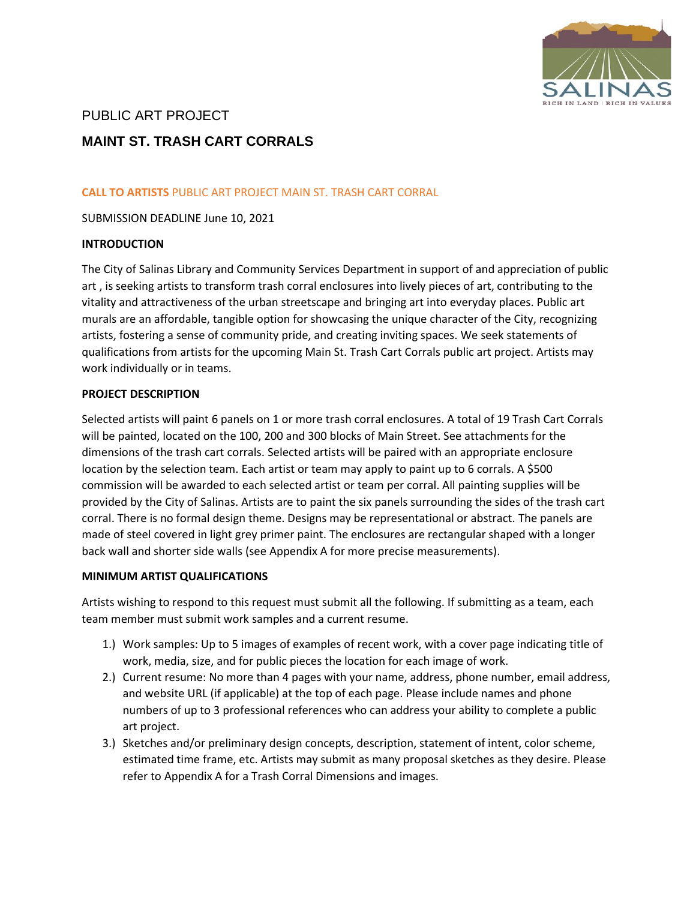PUBLIC ART PROJECT

# MAINT ST. TRASH CART CORRALS

**CALL TO ARTISTS** PUBLIC ART PROJECT MAIN ST. TRASH CART CORRAL

SUBMISSION DEADLINE June 10, 2021

**INTRODUCTION**

The City of Salinas Library and Community Services Department in support of and appreciation of public art , is seeking artists to transform trash corral enclosures into lively pieces of art, contributing to the vitality and attractiveness of the urban streetscape and bringing art into everyday places. Public art murals are an affordable, tangible option for showcasing the unique character of the City, recognizing artists, fostering a sense of community pride, and creating inviting spaces. We seek statements of qualifications from artists for the upcoming Main St. Trash Cart Corrals public art project. Artists may work individually or in teams.

**PROJECT DESCRIPTION**

Selected artists will paint 6 panels on 1 or more trash corral enclosures. A total of 19 Trash Cart Corrals will be painted, located on the 100, 200 and 300 blocks of Main Street. See attachments for the dimensions of the trash cart corrals. Selected artists will be paired with an appropriate enclosure location by the selection team. Each artist or team may apply to paint up to 6 corrals. A $500 commission will be awarded to each selected artist or team per corral. All painting supplies will be provided by the City of Salinas. Artists are to paint the six panels surrounding the sides of the trash cart corral. There is no formal design theme. Designs may be representational or abstract. The panels are made of steel covered in light grey primer paint. The enclosures are rectangular shaped with a longer back wall and shorter side walls (see Appendix A for more precise measurements).

**MINIMUM ARTIST QUALIFICATIONS**

Artists wishing to respond to this request must submit all the following. If submitting as a team, each team member must submit work samples and a current resume.

1.) Work samples: Up to 5 images of examples of recent work, with a cover page indicating title of work, media, size, and for public pieces the location for each image of work.
2.) Current resume: No more than 4 pages with your name, address, phone number, email address, and website URL (if applicable) at the top of each page. Please include names and phone numbers of up to 3 professional references who can address your ability to complete a public art project.
3.) Sketches and/or preliminary design concepts, description, statement of intent, color scheme, estimated time frame, etc. Artists may submit as many proposal sketches as they desire. Please refer to Appendix A for a Trash Corral Dimensions and images.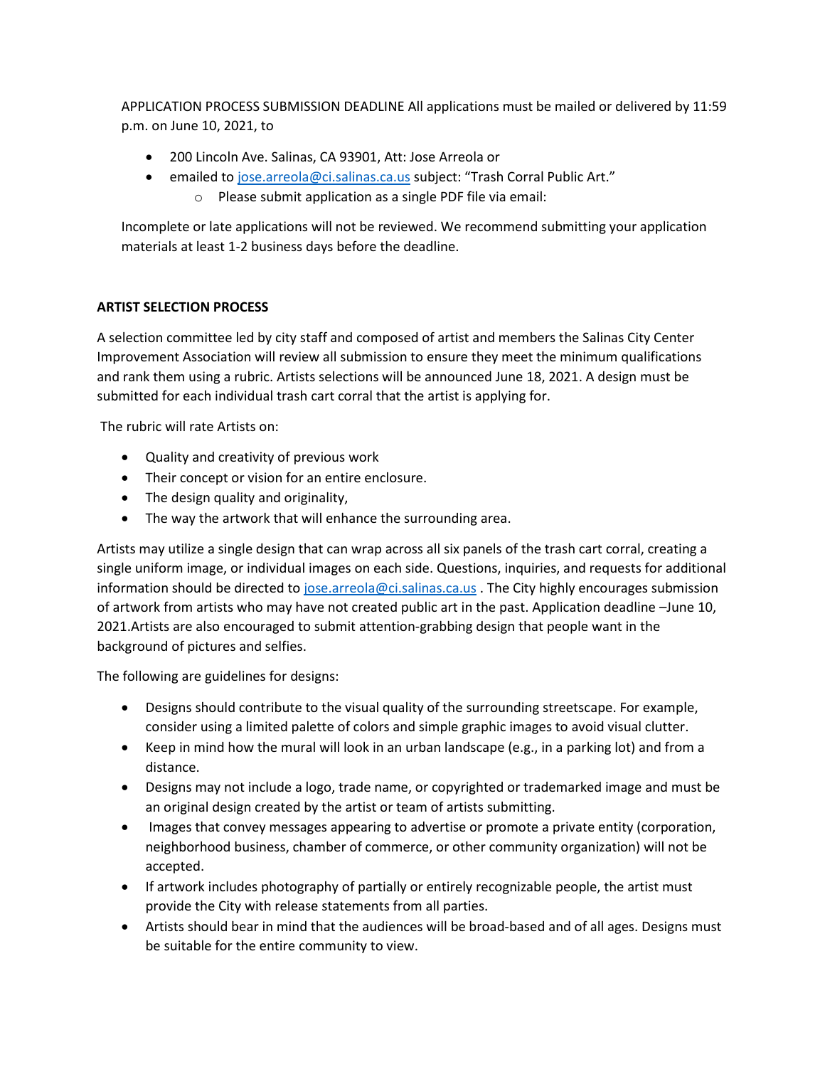APPLICATION PROCESS SUBMISSION DEADLINE All applications must be mailed or delivered by 11:59 p.m. on June 10, 2021, to

- 200 Lincoln Ave. Salinas, CA 93901, Att: Jose Arreola or
- emailed to jose.arreola@ci.salinas.ca.us subject: "Trash Corral Public Art."
  - Please submit application as a single PDF file via email:

Incomplete or late applications will not be reviewed. We recommend submitting your application materials at least 1-2 business days before the deadline.

**ARTIST SELECTION PROCESS**

A selection committee led by city staff and composed of artist and members the Salinas City Center Improvement Association will review all submission to ensure they meet the minimum qualifications and rank them using a rubric. Artists selections will be announced June 18, 2021. A design must be submitted for each individual trash cart corral that the artist is applying for.

The rubric will rate Artists on:

- Quality and creativity of previous work
- Their concept or vision for an entire enclosure.
- The design quality and originality,
- The way the artwork that will enhance the surrounding area.

Artists may utilize a single design that can wrap across all six panels of the trash cart corral, creating a single uniform image, or individual images on each side. Questions, inquiries, and requests for additional information should be directed to jose.arreola@ci.salinas.ca.us . The City highly encourages submission of artwork from artists who may have not created public art in the past. Application deadline –June 10, 2021.Artists are also encouraged to submit attention-grabbing design that people want in the background of pictures and selfies.

The following are guidelines for designs:

- Designs should contribute to the visual quality of the surrounding streetscape. For example, consider using a limited palette of colors and simple graphic images to avoid visual clutter.
- Keep in mind how the mural will look in an urban landscape (e.g., in a parking lot) and from a distance.
- Designs may not include a logo, trade name, or copyrighted or trademarked image and must be an original design created by the artist or team of artists submitting.
- Images that convey messages appearing to advertise or promote a private entity (corporation, neighborhood business, chamber of commerce, or other community organization) will not be accepted.
- If artwork includes photography of partially or entirely recognizable people, the artist must provide the City with release statements from all parties.
- Artists should bear in mind that the audiences will be broad-based and of all ages. Designs must be suitable for the entire community to view.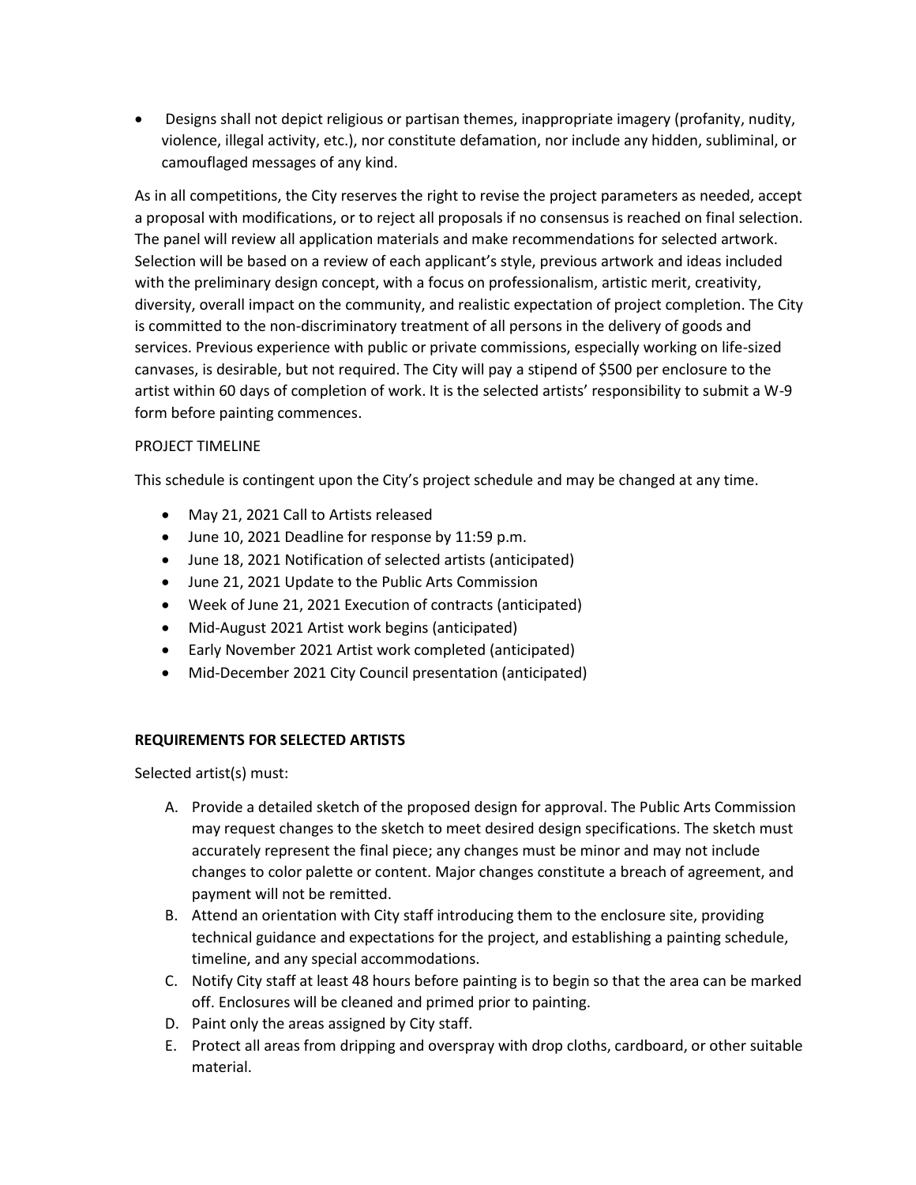- Designs shall not depict religious or partisan themes, inappropriate imagery (profanity, nudity, violence, illegal activity, etc.), nor constitute defamation, nor include any hidden, subliminal, or camouflaged messages of any kind.

As in all competitions, the City reserves the right to revise the project parameters as needed, accept a proposal with modifications, or to reject all proposals if no consensus is reached on final selection. The panel will review all application materials and make recommendations for selected artwork. Selection will be based on a review of each applicant's style, previous artwork and ideas included with the preliminary design concept, with a focus on professionalism, artistic merit, creativity, diversity, overall impact on the community, and realistic expectation of project completion. The City is committed to the non-discriminatory treatment of all persons in the delivery of goods and services. Previous experience with public or private commissions, especially working on life-sized canvases, is desirable, but not required. The City will pay a stipend of $500 per enclosure to the artist within 60 days of completion of work. It is the selected artists' responsibility to submit a W-9 form before painting commences.

PROJECT TIMELINE

This schedule is contingent upon the City's project schedule and may be changed at any time.

- May 21, 2021 Call to Artists released
- June 10, 2021 Deadline for response by 11:59 p.m.
- June 18, 2021 Notification of selected artists (anticipated)
- June 21, 2021 Update to the Public Arts Commission
- Week of June 21, 2021 Execution of contracts (anticipated)
- Mid-August 2021 Artist work begins (anticipated)
- Early November 2021 Artist work completed (anticipated)
- Mid-December 2021 City Council presentation (anticipated)

**REQUIREMENTS FOR SELECTED ARTISTS**

Selected artist(s) must:

A. Provide a detailed sketch of the proposed design for approval. The Public Arts Commission may request changes to the sketch to meet desired design specifications. The sketch must accurately represent the final piece; any changes must be minor and may not include changes to color palette or content. Major changes constitute a breach of agreement, and payment will not be remitted.
B. Attend an orientation with City staff introducing them to the enclosure site, providing technical guidance and expectations for the project, and establishing a painting schedule, timeline, and any special accommodations.
C. Notify City staff at least 48 hours before painting is to begin so that the area can be marked off. Enclosures will be cleaned and primed prior to painting.
D. Paint only the areas assigned by City staff.
E. Protect all areas from dripping and overspray with drop cloths, cardboard, or other suitable material.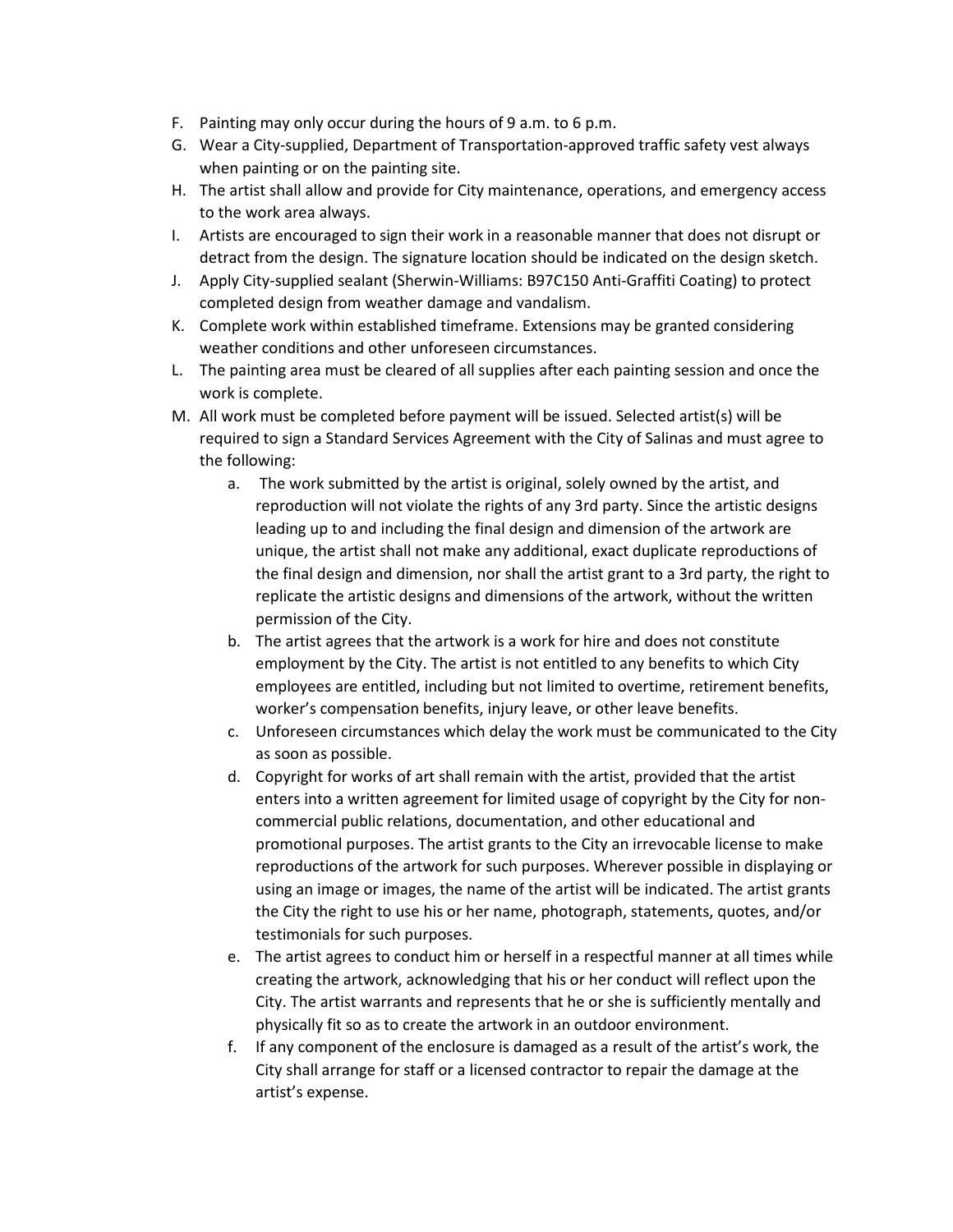F. Painting may only occur during the hours of 9 a.m. to 6 p.m.
G. Wear a City-supplied, Department of Transportation-approved traffic safety vest always when painting or on the painting site.
H. The artist shall allow and provide for City maintenance, operations, and emergency access to the work area always.
I. Artists are encouraged to sign their work in a reasonable manner that does not disrupt or detract from the design. The signature location should be indicated on the design sketch.
J. Apply City-supplied sealant (Sherwin-Williams: B97C150 Anti-Graffiti Coating) to protect completed design from weather damage and vandalism.
K. Complete work within established timeframe. Extensions may be granted considering weather conditions and other unforeseen circumstances.
L. The painting area must be cleared of all supplies after each painting session and once the work is complete.
M. All work must be completed before payment will be issued. Selected artist(s) will be required to sign a Standard Services Agreement with the City of Salinas and must agree to the following:
    a. The work submitted by the artist is original, solely owned by the artist, and reproduction will not violate the rights of any 3rd party. Since the artistic designs leading up to and including the final design and dimension of the artwork are unique, the artist shall not make any additional, exact duplicate reproductions of the final design and dimension, nor shall the artist grant to a 3rd party, the right to replicate the artistic designs and dimensions of the artwork, without the written permission of the City.
    b. The artist agrees that the artwork is a work for hire and does not constitute employment by the City. The artist is not entitled to any benefits to which City employees are entitled, including but not limited to overtime, retirement benefits, worker's compensation benefits, injury leave, or other leave benefits.
    c. Unforeseen circumstances which delay the work must be communicated to the City as soon as possible.
    d. Copyright for works of art shall remain with the artist, provided that the artist enters into a written agreement for limited usage of copyright by the City for non-commercial public relations, documentation, and other educational and promotional purposes. The artist grants to the City an irrevocable license to make reproductions of the artwork for such purposes. Wherever possible in displaying or using an image or images, the name of the artist will be indicated. The artist grants the City the right to use his or her name, photograph, statements, quotes, and/or testimonials for such purposes.
    e. The artist agrees to conduct him or herself in a respectful manner at all times while creating the artwork, acknowledging that his or her conduct will reflect upon the City. The artist warrants and represents that he or she is sufficiently mentally and physically fit so as to create the artwork in an outdoor environment.
    f. If any component of the enclosure is damaged as a result of the artist's work, the City shall arrange for staff or a licensed contractor to repair the damage at the artist's expense.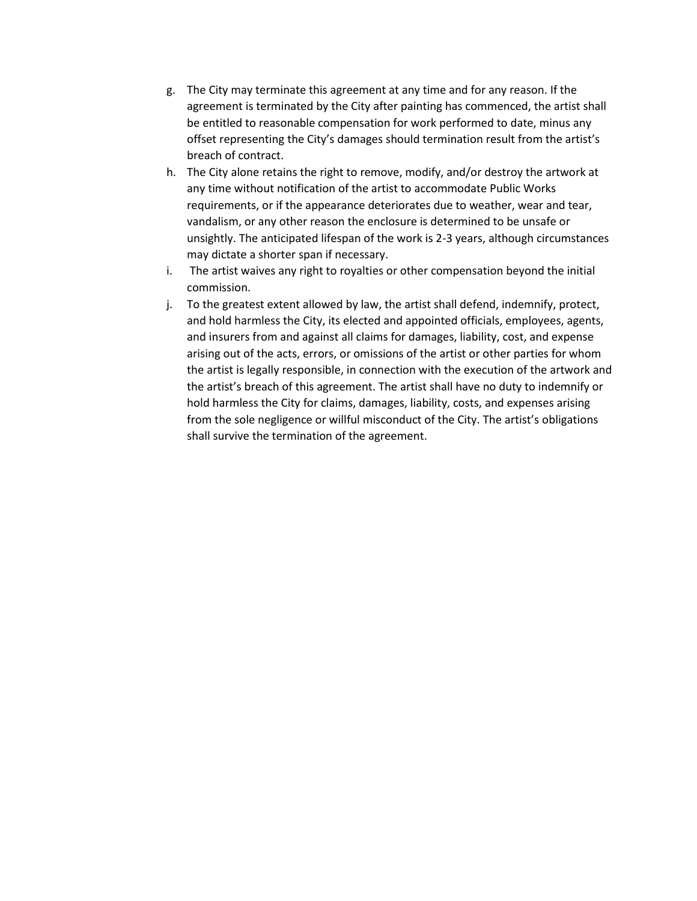g. The City may terminate this agreement at any time and for any reason. If the agreement is terminated by the City after painting has commenced, the artist shall be entitled to reasonable compensation for work performed to date, minus any offset representing the City's damages should termination result from the artist's breach of contract.

h. The City alone retains the right to remove, modify, and/or destroy the artwork at any time without notification of the artist to accommodate Public Works requirements, or if the appearance deteriorates due to weather, wear and tear, vandalism, or any other reason the enclosure is determined to be unsafe or unsightly. The anticipated lifespan of the work is 2-3 years, although circumstances may dictate a shorter span if necessary.

i. The artist waives any right to royalties or other compensation beyond the initial commission.

j. To the greatest extent allowed by law, the artist shall defend, indemnify, protect, and hold harmless the City, its elected and appointed officials, employees, agents, and insurers from and against all claims for damages, liability, cost, and expense arising out of the acts, errors, or omissions of the artist or other parties for whom the artist is legally responsible, in connection with the execution of the artwork and the artist's breach of this agreement. The artist shall have no duty to indemnify or hold harmless the City for claims, damages, liability, costs, and expenses arising from the sole negligence or willful misconduct of the City. The artist's obligations shall survive the termination of the agreement.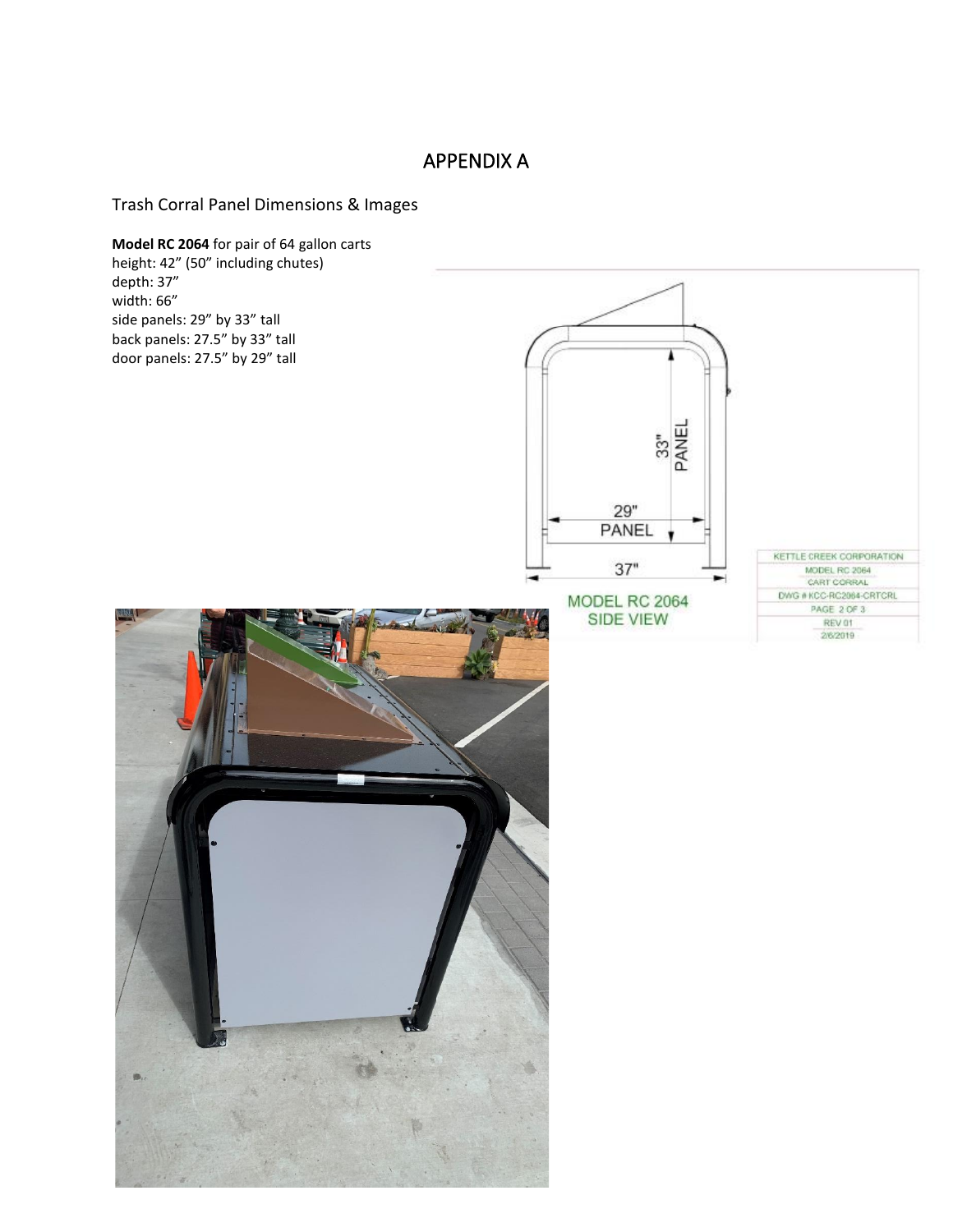# APPENDIX A

## Trash Corral Panel Dimensions & Images

**Model RC 2064** for pair of 64 gallon carts
height: 42" (50" including chutes)
depth: 37"
width: 66"
side panels: 29" by 33" tall
back panels: 27.5" by 33" tall
door panels: 27.5" by 29" tall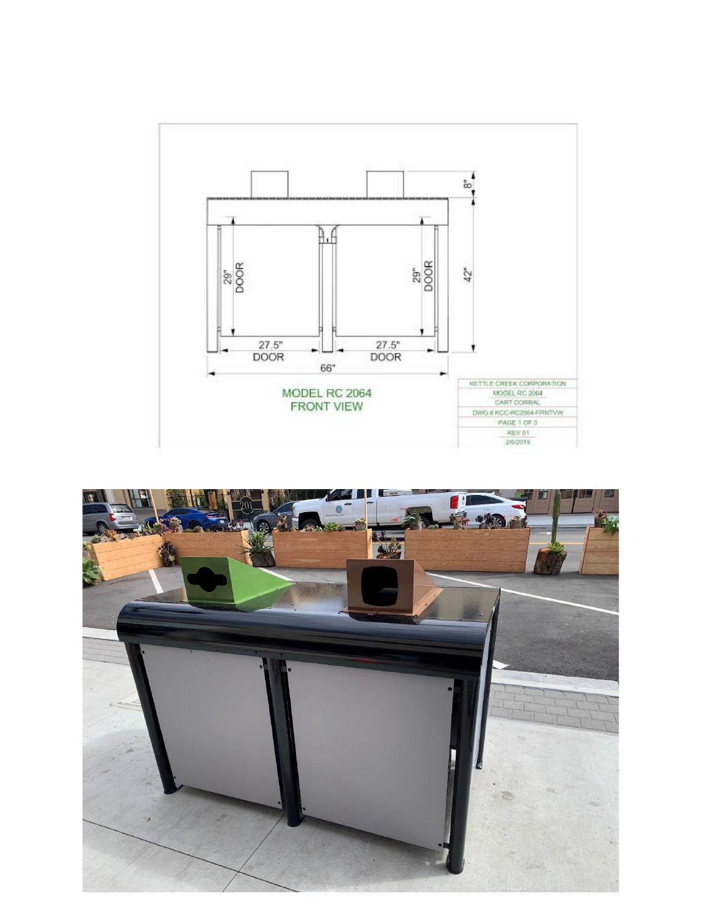8"

29" DOOR

29" DOOR

42"

27.5" DOOR

27.5" DOOR

66"

MODEL RC 2064
FRONT VIEW

| KETTLE CREEK CORPORATION |
| --- |
| MODEL RC 2064 |
| CART CORRAL |
| DWG # KCC-RC2064-FRNTVW |
| PAGE 1 OF 3 |
| REV 01 |
| 2/6/2019 |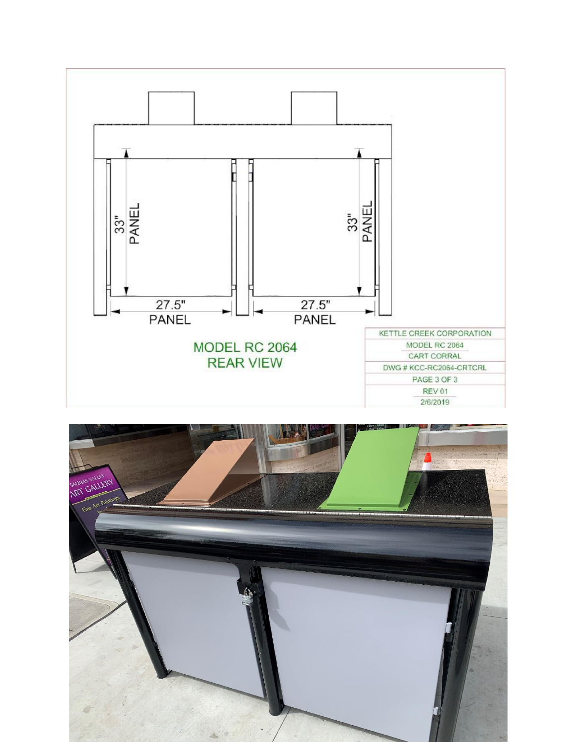33"
PANEL

33"
PANEL

27.5"
PANEL

27.5"
PANEL

MODEL RC 2064
REAR VIEW

| |
|---|
| KETTLE CREEK CORPORATION |
| MODEL RC 2064 |
| CART CORRAL |
| DWG # KCC-RC2064-CRTCRL |
| PAGE 3 OF 3 |
| REV 01 |
| 2/6/2019 |